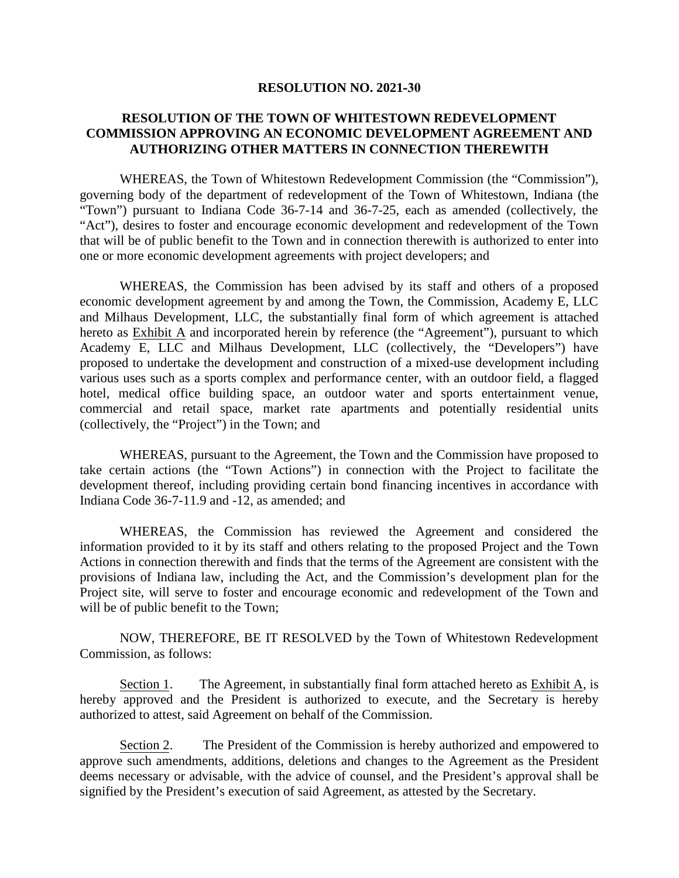# RESOLUTION NO. 2021-30

## RESOLUTION OF THE TOWN OF WHITESTOWN REDEVELOPMENT COMMISSION APPROVING AN ECONOMIC DEVELOPMENT AGREEMENT AND AUTHORIZING OTHER MATTERS IN CONNECTION THEREWITH

WHEREAS, the Town of Whitestown Redevelopment Commission (the "Commission"), governing body of the department of redevelopment of the Town of Whitestown, Indiana (the "Town") pursuant to Indiana Code 36-7-14 and 36-7-25, each as amended (collectively, the "Act"), desires to foster and encourage economic development and redevelopment of the Town that will be of public benefit to the Town and in connection therewith is authorized to enter into one or more economic development agreements with project developers; and

WHEREAS, the Commission has been advised by its staff and others of a proposed economic development agreement by and among the Town, the Commission, Academy E, LLC and Milhaus Development, LLC, the substantially final form of which agreement is attached hereto as Exhibit A and incorporated herein by reference (the "Agreement"), pursuant to which Academy E, LLC and Milhaus Development, LLC (collectively, the "Developers") have proposed to undertake the development and construction of a mixed-use development including various uses such as a sports complex and performance center, with an outdoor field, a flagged hotel, medical office building space, an outdoor water and sports entertainment venue, commercial and retail space, market rate apartments and potentially residential units (collectively, the "Project") in the Town; and

WHEREAS, pursuant to the Agreement, the Town and the Commission have proposed to take certain actions (the "Town Actions") in connection with the Project to facilitate the development thereof, including providing certain bond financing incentives in accordance with Indiana Code 36-7-11.9 and -12, as amended; and

WHEREAS, the Commission has reviewed the Agreement and considered the information provided to it by its staff and others relating to the proposed Project and the Town Actions in connection therewith and finds that the terms of the Agreement are consistent with the provisions of Indiana law, including the Act, and the Commission's development plan for the Project site, will serve to foster and encourage economic and redevelopment of the Town and will be of public benefit to the Town;

NOW, THEREFORE, BE IT RESOLVED by the Town of Whitestown Redevelopment Commission, as follows:

Section 1. The Agreement, in substantially final form attached hereto as Exhibit A, is hereby approved and the President is authorized to execute, and the Secretary is hereby authorized to attest, said Agreement on behalf of the Commission.

Section 2. The President of the Commission is hereby authorized and empowered to approve such amendments, additions, deletions and changes to the Agreement as the President deems necessary or advisable, with the advice of counsel, and the President's approval shall be signified by the President's execution of said Agreement, as attested by the Secretary.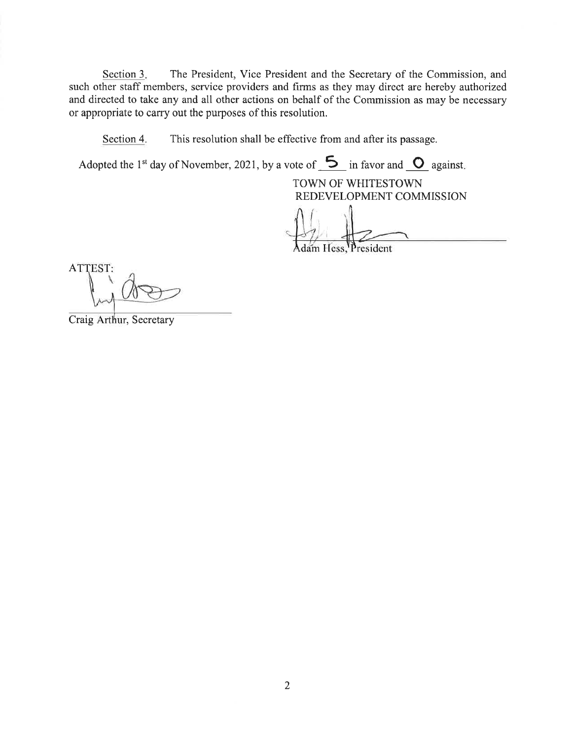Section 3. The President, Vice President and the Secretary of the Commission, and such other staff members, service providers and firms as they may direct are hereby authorized and directed to take any and all other actions on behalf of the Commission as may be necessary or appropriate to carry out the purposes of this resolution.

Section 4. This resolution shall be effective from and after its passage.

Adopted the 1st day of November, 2021, by a vote of 5 in favor and 0 against.

TOWN OF WHITESTOWN
REDEVELOPMENT COMMISSION

Adam Hess, President

ATTEST:

Craig Arthur, Secretary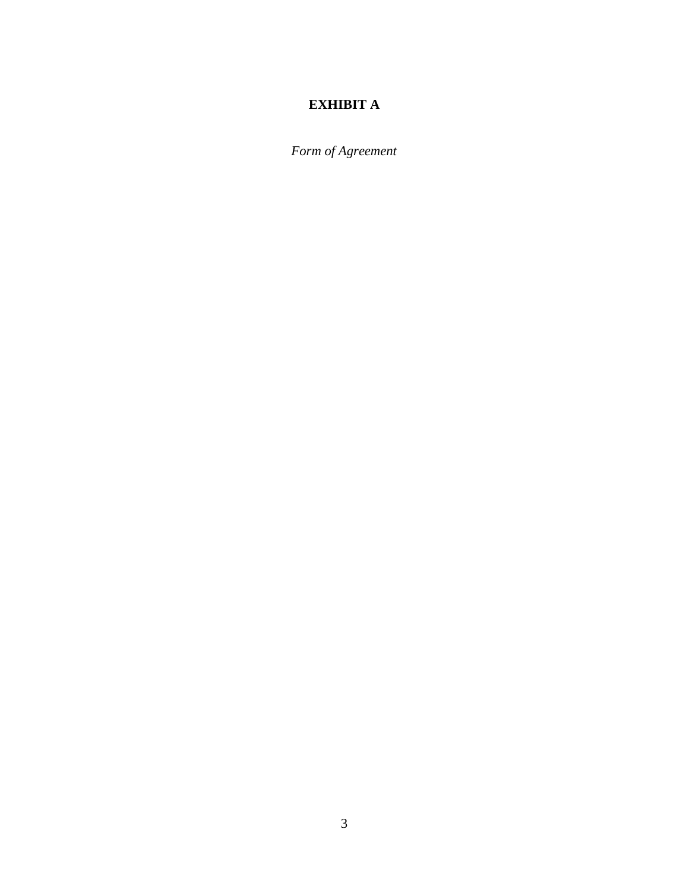# EXHIBIT A

*Form of Agreement*